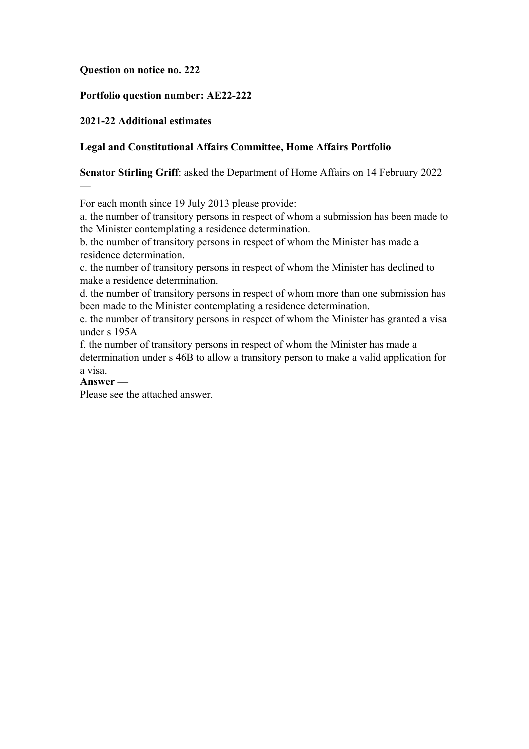**Question on notice no. 222**

**Portfolio question number: AE22-222**

**2021-22 Additional estimates**

**Legal and Constitutional Affairs Committee, Home Affairs Portfolio**

**Senator Stirling Griff**: asked the Department of Home Affairs on 14 February 2022 —

For each month since 19 July 2013 please provide:

a. the number of transitory persons in respect of whom a submission has been made to the Minister contemplating a residence determination.

b. the number of transitory persons in respect of whom the Minister has made a residence determination.

c. the number of transitory persons in respect of whom the Minister has declined to make a residence determination.

d. the number of transitory persons in respect of whom more than one submission has been made to the Minister contemplating a residence determination.

e. the number of transitory persons in respect of whom the Minister has granted a visa under s 195A

f. the number of transitory persons in respect of whom the Minister has made a determination under s 46B to allow a transitory person to make a valid application for a visa.

**Answer —**

Please see the attached answer.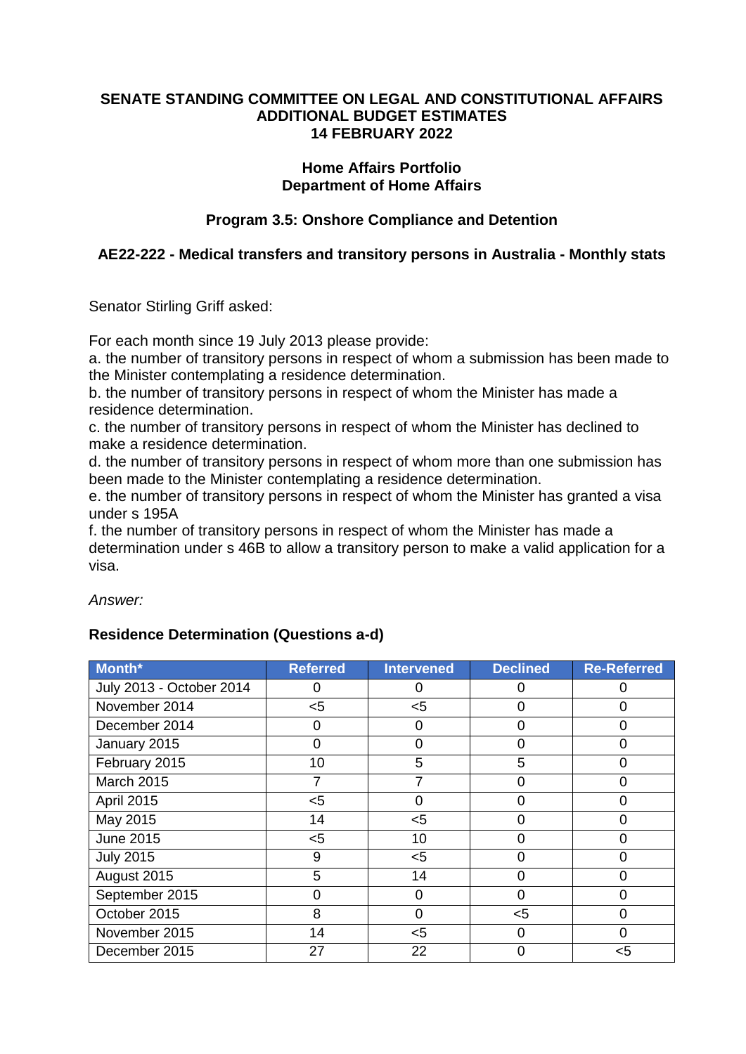**SENATE STANDING COMMITTEE ON LEGAL AND CONSTITUTIONAL AFFAIRS**
**ADDITIONAL BUDGET ESTIMATES**
**14 FEBRUARY 2022**

**Home Affairs Portfolio**
**Department of Home Affairs**

**Program 3.5: Onshore Compliance and Detention**

**AE22-222 - Medical transfers and transitory persons in Australia - Monthly stats**

Senator Stirling Griff asked:

For each month since 19 July 2013 please provide:
a. the number of transitory persons in respect of whom a submission has been made to the Minister contemplating a residence determination.
b. the number of transitory persons in respect of whom the Minister has made a residence determination.
c. the number of transitory persons in respect of whom the Minister has declined to make a residence determination.
d. the number of transitory persons in respect of whom more than one submission has been made to the Minister contemplating a residence determination.
e. the number of transitory persons in respect of whom the Minister has granted a visa under s 195A
f. the number of transitory persons in respect of whom the Minister has made a determination under s 46B to allow a transitory person to make a valid application for a visa.

*Answer:*

**Residence Determination (Questions a-d)**

| Month* | Referred | Intervened | Declined | Re-Referred |
|---|---|---|---|---|
| July 2013 - October 2014 | 0 | 0 | 0 | 0 |
| November 2014 | <5 | <5 | 0 | 0 |
| December 2014 | 0 | 0 | 0 | 0 |
| January 2015 | 0 | 0 | 0 | 0 |
| February 2015 | 10 | 5 | 5 | 0 |
| March 2015 | 7 | 7 | 0 | 0 |
| April 2015 | <5 | 0 | 0 | 0 |
| May 2015 | 14 | <5 | 0 | 0 |
| June 2015 | <5 | 10 | 0 | 0 |
| July 2015 | 9 | <5 | 0 | 0 |
| August 2015 | 5 | 14 | 0 | 0 |
| September 2015 | 0 | 0 | 0 | 0 |
| October 2015 | 8 | 0 | <5 | 0 |
| November 2015 | 14 | <5 | 0 | 0 |
| December 2015 | 27 | 22 | 0 | <5 |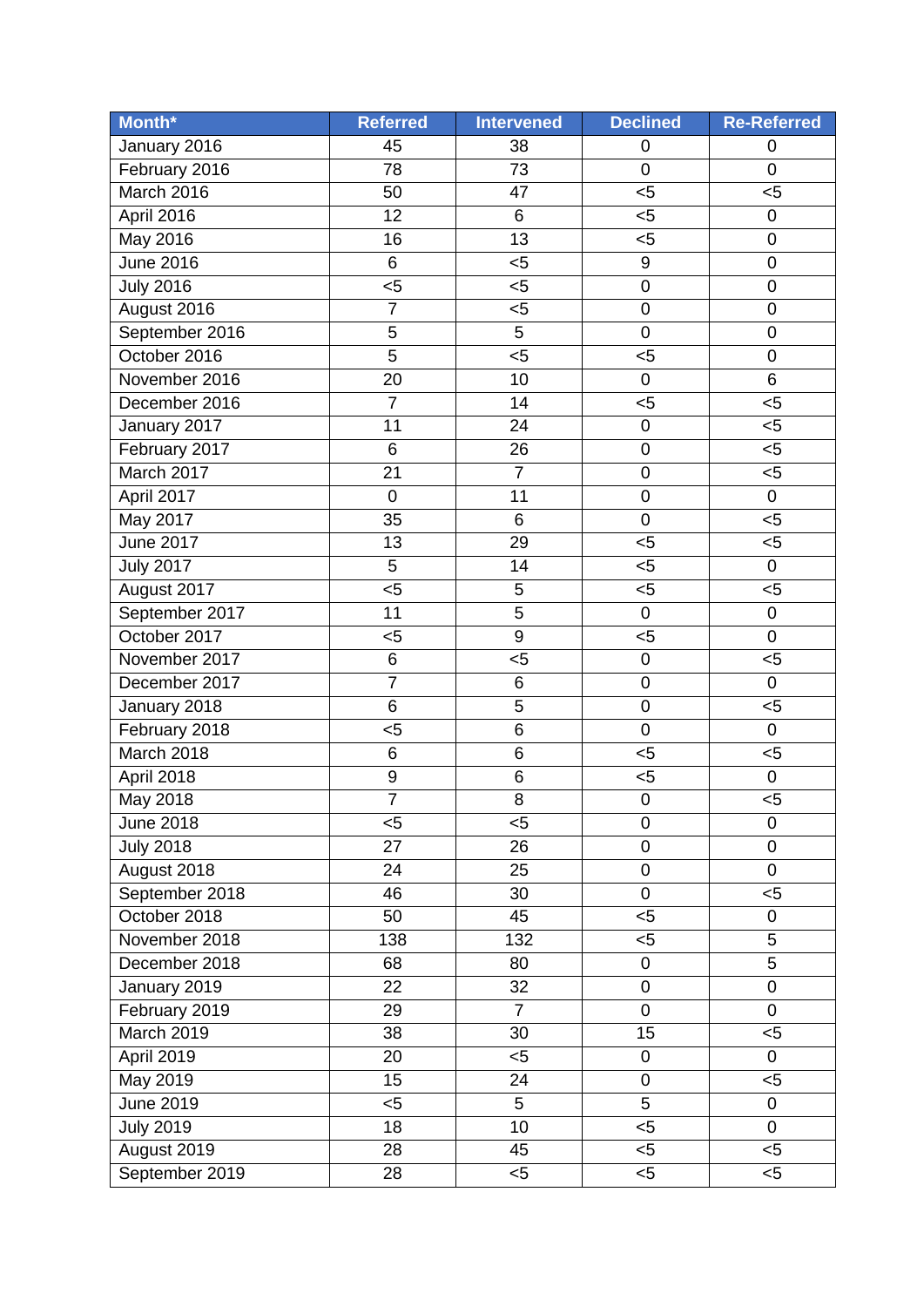| Month* | Referred | Intervened | Declined | Re-Referred |
|---|---|---|---|---|
| January 2016 | 45 | 38 | 0 | 0 |
| February 2016 | 78 | 73 | 0 | 0 |
| March 2016 | 50 | 47 | <5 | <5 |
| April 2016 | 12 | 6 | <5 | 0 |
| May 2016 | 16 | 13 | <5 | 0 |
| June 2016 | 6 | <5 | 9 | 0 |
| July 2016 | <5 | <5 | 0 | 0 |
| August 2016 | 7 | <5 | 0 | 0 |
| September 2016 | 5 | 5 | 0 | 0 |
| October 2016 | 5 | <5 | <5 | 0 |
| November 2016 | 20 | 10 | 0 | 6 |
| December 2016 | 7 | 14 | <5 | <5 |
| January 2017 | 11 | 24 | 0 | <5 |
| February 2017 | 6 | 26 | 0 | <5 |
| March 2017 | 21 | 7 | 0 | <5 |
| April 2017 | 0 | 11 | 0 | 0 |
| May 2017 | 35 | 6 | 0 | <5 |
| June 2017 | 13 | 29 | <5 | <5 |
| July 2017 | 5 | 14 | <5 | 0 |
| August 2017 | <5 | 5 | <5 | <5 |
| September 2017 | 11 | 5 | 0 | 0 |
| October 2017 | <5 | 9 | <5 | 0 |
| November 2017 | 6 | <5 | 0 | <5 |
| December 2017 | 7 | 6 | 0 | 0 |
| January 2018 | 6 | 5 | 0 | <5 |
| February 2018 | <5 | 6 | 0 | 0 |
| March 2018 | 6 | 6 | <5 | <5 |
| April 2018 | 9 | 6 | <5 | 0 |
| May 2018 | 7 | 8 | 0 | <5 |
| June 2018 | <5 | <5 | 0 | 0 |
| July 2018 | 27 | 26 | 0 | 0 |
| August 2018 | 24 | 25 | 0 | 0 |
| September 2018 | 46 | 30 | 0 | <5 |
| October 2018 | 50 | 45 | <5 | 0 |
| November 2018 | 138 | 132 | <5 | 5 |
| December 2018 | 68 | 80 | 0 | 5 |
| January 2019 | 22 | 32 | 0 | 0 |
| February 2019 | 29 | 7 | 0 | 0 |
| March 2019 | 38 | 30 | 15 | <5 |
| April 2019 | 20 | <5 | 0 | 0 |
| May 2019 | 15 | 24 | 0 | <5 |
| June 2019 | <5 | 5 | 5 | 0 |
| July 2019 | 18 | 10 | <5 | 0 |
| August 2019 | 28 | 45 | <5 | <5 |
| September 2019 | 28 | <5 | <5 | <5 |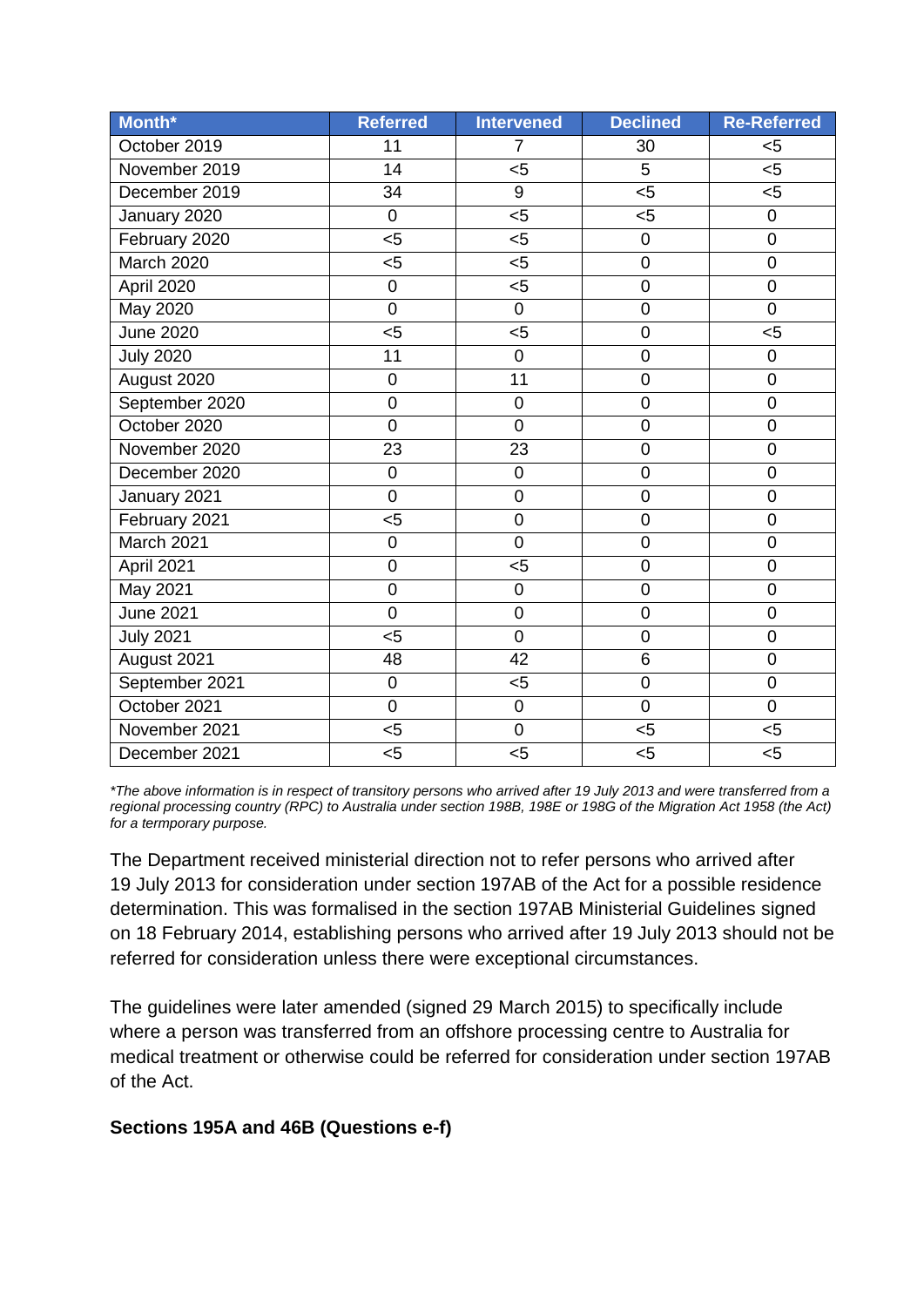| Month* | Referred | Intervened | Declined | Re-Referred |
|---|---|---|---|---|
| October 2019 | 11 | 7 | 30 | <5 |
| November 2019 | 14 | <5 | 5 | <5 |
| December 2019 | 34 | 9 | <5 | <5 |
| January 2020 | 0 | <5 | <5 | 0 |
| February 2020 | <5 | <5 | 0 | 0 |
| March 2020 | <5 | <5 | 0 | 0 |
| April 2020 | 0 | <5 | 0 | 0 |
| May 2020 | 0 | 0 | 0 | 0 |
| June 2020 | <5 | <5 | 0 | <5 |
| July 2020 | 11 | 0 | 0 | 0 |
| August 2020 | 0 | 11 | 0 | 0 |
| September 2020 | 0 | 0 | 0 | 0 |
| October 2020 | 0 | 0 | 0 | 0 |
| November 2020 | 23 | 23 | 0 | 0 |
| December 2020 | 0 | 0 | 0 | 0 |
| January 2021 | 0 | 0 | 0 | 0 |
| February 2021 | <5 | 0 | 0 | 0 |
| March 2021 | 0 | 0 | 0 | 0 |
| April 2021 | 0 | <5 | 0 | 0 |
| May 2021 | 0 | 0 | 0 | 0 |
| June 2021 | 0 | 0 | 0 | 0 |
| July 2021 | <5 | 0 | 0 | 0 |
| August 2021 | 48 | 42 | 6 | 0 |
| September 2021 | 0 | <5 | 0 | 0 |
| October 2021 | 0 | 0 | 0 | 0 |
| November 2021 | <5 | 0 | <5 | <5 |
| December 2021 | <5 | <5 | <5 | <5 |

*\*The above information is in respect of transitory persons who arrived after 19 July 2013 and were transferred from a regional processing country (RPC) to Australia under section 198B, 198E or 198G of the Migration Act 1958 (the Act) for a termporary purpose.*

The Department received ministerial direction not to refer persons who arrived after 19 July 2013 for consideration under section 197AB of the Act for a possible residence determination. This was formalised in the section 197AB Ministerial Guidelines signed on 18 February 2014, establishing persons who arrived after 19 July 2013 should not be referred for consideration unless there were exceptional circumstances.

The guidelines were later amended (signed 29 March 2015) to specifically include where a person was transferred from an offshore processing centre to Australia for medical treatment or otherwise could be referred for consideration under section 197AB of the Act.

**Sections 195A and 46B (Questions e-f)**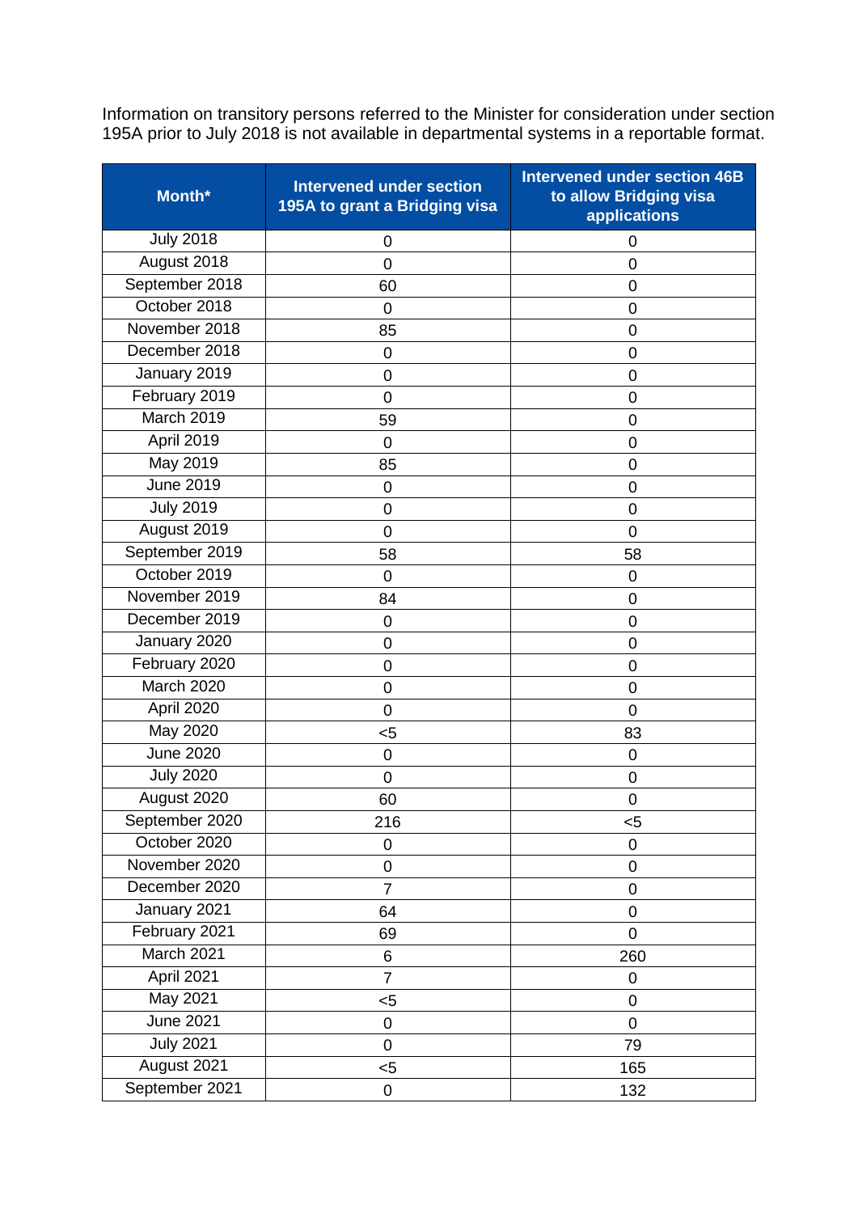Information on transitory persons referred to the Minister for consideration under section 195A prior to July 2018 is not available in departmental systems in a reportable format.

| Month* | Intervened under section 195A to grant a Bridging visa | Intervened under section 46B to allow Bridging visa applications |
|---|---|---|
| July 2018 | 0 | 0 |
| August 2018 | 0 | 0 |
| September 2018 | 60 | 0 |
| October 2018 | 0 | 0 |
| November 2018 | 85 | 0 |
| December 2018 | 0 | 0 |
| January 2019 | 0 | 0 |
| February 2019 | 0 | 0 |
| March 2019 | 59 | 0 |
| April 2019 | 0 | 0 |
| May 2019 | 85 | 0 |
| June 2019 | 0 | 0 |
| July 2019 | 0 | 0 |
| August 2019 | 0 | 0 |
| September 2019 | 58 | 58 |
| October 2019 | 0 | 0 |
| November 2019 | 84 | 0 |
| December 2019 | 0 | 0 |
| January 2020 | 0 | 0 |
| February 2020 | 0 | 0 |
| March 2020 | 0 | 0 |
| April 2020 | 0 | 0 |
| May 2020 | <5 | 83 |
| June 2020 | 0 | 0 |
| July 2020 | 0 | 0 |
| August 2020 | 60 | 0 |
| September 2020 | 216 | <5 |
| October 2020 | 0 | 0 |
| November 2020 | 0 | 0 |
| December 2020 | 7 | 0 |
| January 2021 | 64 | 0 |
| February 2021 | 69 | 0 |
| March 2021 | 6 | 260 |
| April 2021 | 7 | 0 |
| May 2021 | <5 | 0 |
| June 2021 | 0 | 0 |
| July 2021 | 0 | 79 |
| August 2021 | <5 | 165 |
| September 2021 | 0 | 132 |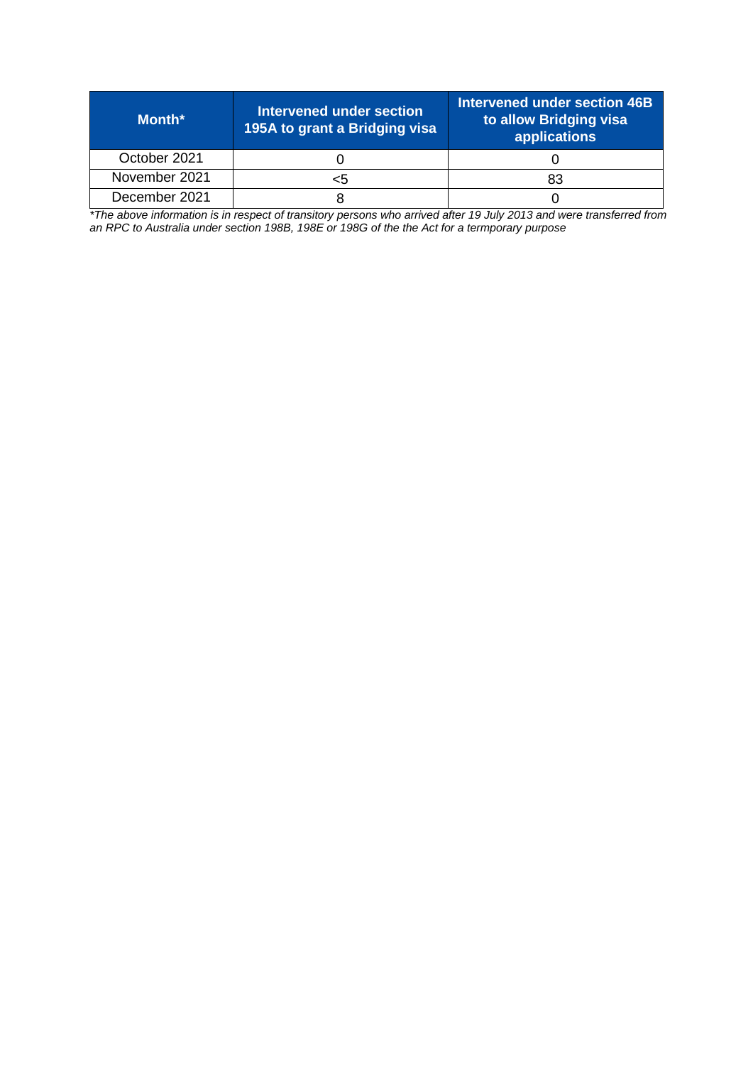| Month* | Intervened under section 195A to grant a Bridging visa | Intervened under section 46B to allow Bridging visa applications |
|---|---|---|
| October 2021 | 0 | 0 |
| November 2021 | <5 | 83 |
| December 2021 | 8 | 0 |

*\*The above information is in respect of transitory persons who arrived after 19 July 2013 and were transferred from an RPC to Australia under section 198B, 198E or 198G of the the Act for a termporary purpose*